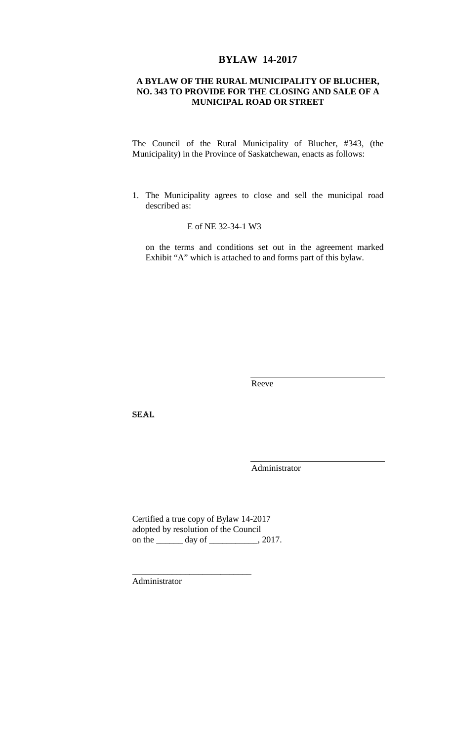# BYLAW 14-2017

## A BYLAW OF THE RURAL MUNICIPALITY OF BLUCHER, NO. 343 TO PROVIDE FOR THE CLOSING AND SALE OF A MUNICIPAL ROAD OR STREET

The Council of the Rural Municipality of Blucher, #343, (the Municipality) in the Province of Saskatchewan, enacts as follows:

1. The Municipality agrees to close and sell the municipal road described as:

   E of NE 32-34-1 W3

   on the terms and conditions set out in the agreement marked Exhibit "A" which is attached to and forms part of this bylaw.

\_\_\_\_\_\_\_\_\_\_\_\_\_\_\_\_\_\_\_\_\_\_\_\_\_\_\_\_\_
Reeve

SEAL

\_\_\_\_\_\_\_\_\_\_\_\_\_\_\_\_\_\_\_\_\_\_\_\_\_\_\_\_\_
Administrator

Certified a true copy of Bylaw 14-2017
adopted by resolution of the Council
on the ______ day of ___________, 2017.

\_\_\_\_\_\_\_\_\_\_\_\_\_\_\_\_\_\_\_\_\_\_\_\_\_\_\_
Administrator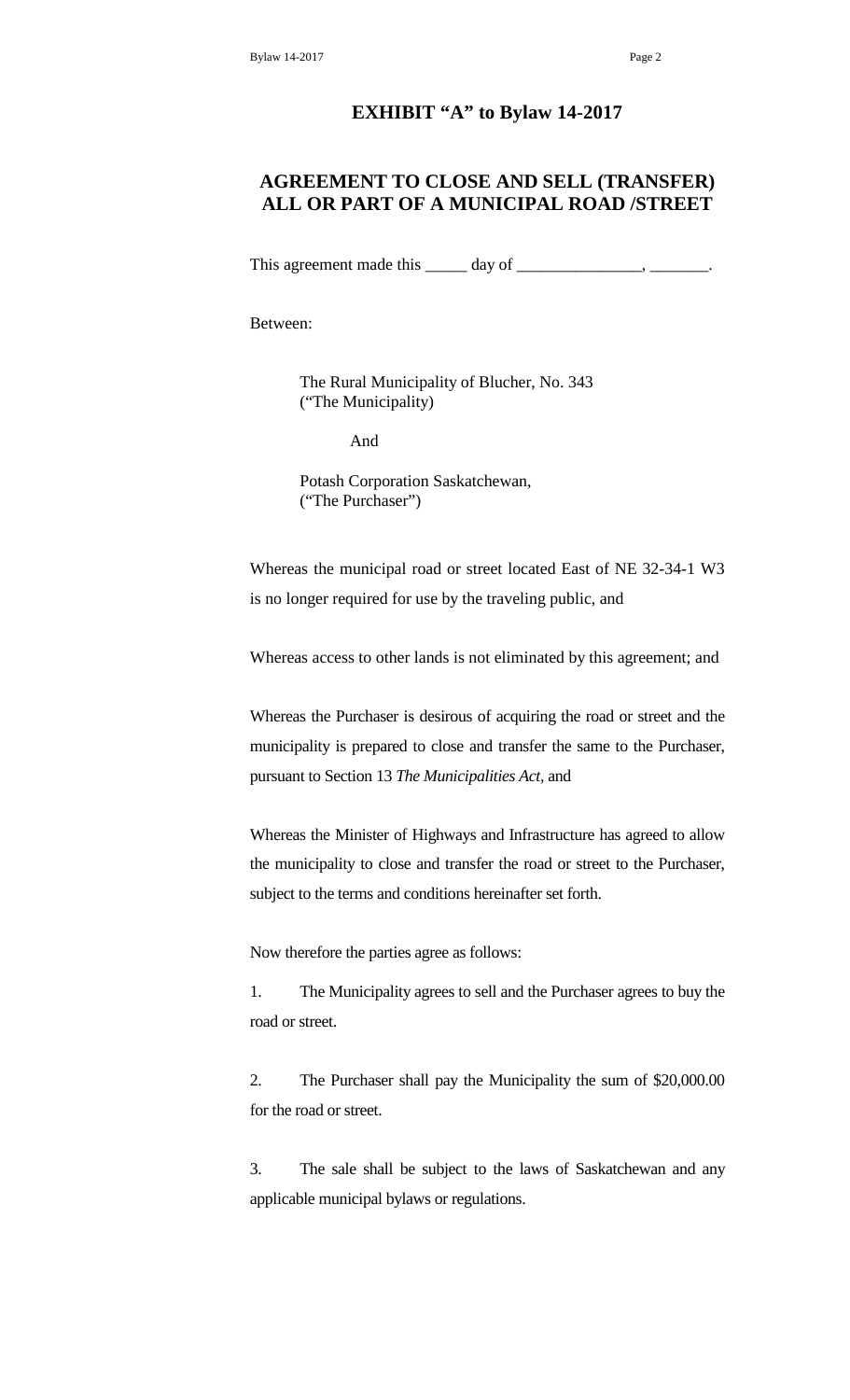## EXHIBIT "A" to Bylaw 14-2017

## AGREEMENT TO CLOSE AND SELL (TRANSFER) ALL OR PART OF A MUNICIPAL ROAD /STREET

This agreement made this _____ day of _______________, _______.

Between:

The Rural Municipality of Blucher, No. 343
("The Municipality)

And

Potash Corporation Saskatchewan,
("The Purchaser")

Whereas the municipal road or street located East of NE 32-34-1 W3 is no longer required for use by the traveling public, and

Whereas access to other lands is not eliminated by this agreement; and

Whereas the Purchaser is desirous of acquiring the road or street and the municipality is prepared to close and transfer the same to the Purchaser, pursuant to Section 13 *The Municipalities Act,* and

Whereas the Minister of Highways and Infrastructure has agreed to allow the municipality to close and transfer the road or street to the Purchaser, subject to the terms and conditions hereinafter set forth.

Now therefore the parties agree as follows:

1. The Municipality agrees to sell and the Purchaser agrees to buy the road or street.

2. The Purchaser shall pay the Municipality the sum of $20,000.00 for the road or street.

3. The sale shall be subject to the laws of Saskatchewan and any applicable municipal bylaws or regulations.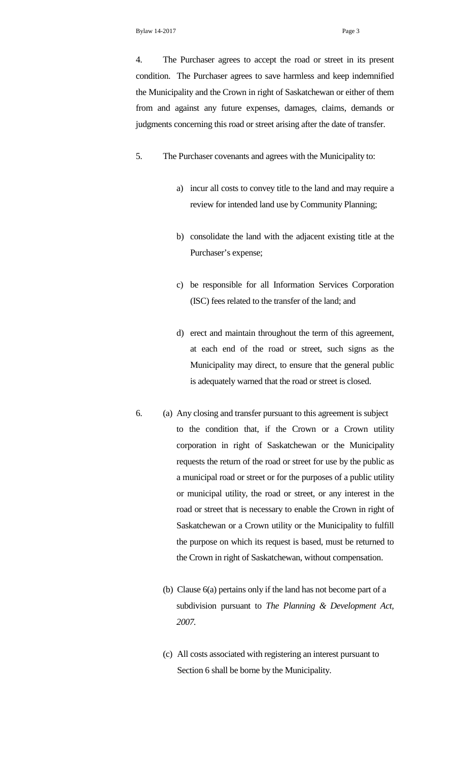4. The Purchaser agrees to accept the road or street in its present condition. The Purchaser agrees to save harmless and keep indemnified the Municipality and the Crown in right of Saskatchewan or either of them from and against any future expenses, damages, claims, demands or judgments concerning this road or street arising after the date of transfer.

5. The Purchaser covenants and agrees with the Municipality to:

   a) incur all costs to convey title to the land and may require a review for intended land use by Community Planning;

   b) consolidate the land with the adjacent existing title at the Purchaser's expense;

   c) be responsible for all Information Services Corporation (ISC) fees related to the transfer of the land; and

   d) erect and maintain throughout the term of this agreement, at each end of the road or street, such signs as the Municipality may direct, to ensure that the general public is adequately warned that the road or street is closed.

6. (a) Any closing and transfer pursuant to this agreement is subject to the condition that, if the Crown or a Crown utility corporation in right of Saskatchewan or the Municipality requests the return of the road or street for use by the public as a municipal road or street or for the purposes of a public utility or municipal utility, the road or street, or any interest in the road or street that is necessary to enable the Crown in right of Saskatchewan or a Crown utility or the Municipality to fulfill the purpose on which its request is based, must be returned to the Crown in right of Saskatchewan, without compensation.

   (b) Clause 6(a) pertains only if the land has not become part of a subdivision pursuant to *The Planning & Development Act, 2007.*

   (c) All costs associated with registering an interest pursuant to Section 6 shall be borne by the Municipality.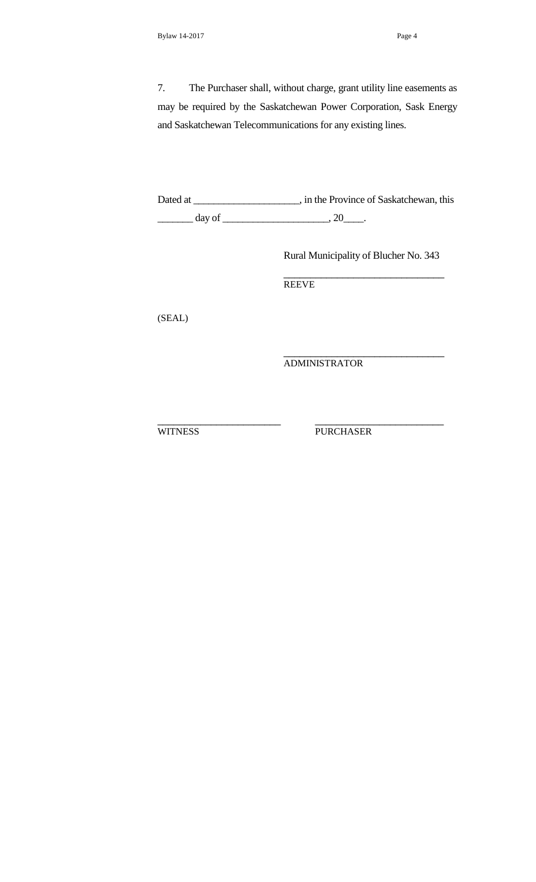7. The Purchaser shall, without charge, grant utility line easements as may be required by the Saskatchewan Power Corporation, Sask Energy and Saskatchewan Telecommunications for any existing lines.

Dated at ____________________, in the Province of Saskatchewan, this _______ day of ____________________, 20____.

Rural Municipality of Blucher No. 343

______________________________
REEVE

(SEAL)

______________________________
ADMINISTRATOR

________________________ ________________________
WITNESS PURCHASER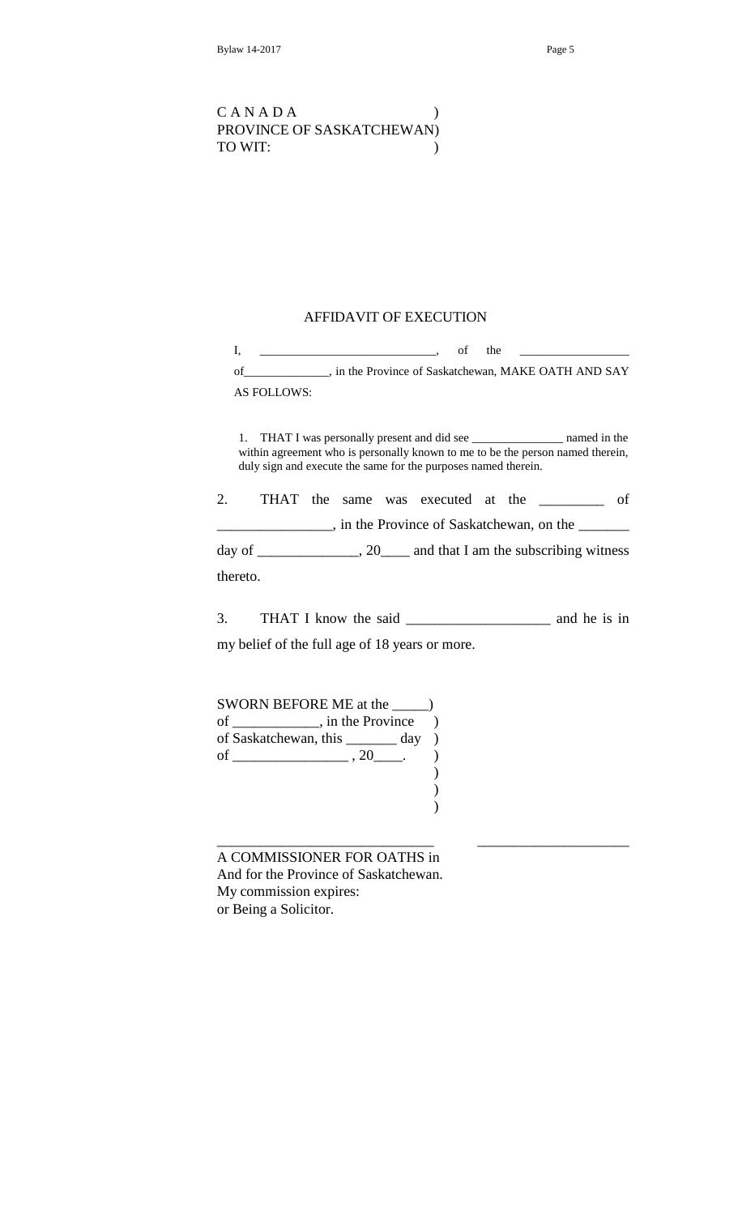CANADA )
PROVINCE OF SASKATCHEWAN)
TO WIT: )

## AFFIDAVIT OF EXECUTION

I, ____________________________, of the _________________ of______________, in the Province of Saskatchewan, MAKE OATH AND SAY AS FOLLOWS:

1. THAT I was personally present and did see _______________ named in the within agreement who is personally known to me to be the person named therein, duly sign and execute the same for the purposes named therein.

2. THAT the same was executed at the _________ of ________________, in the Province of Saskatchewan, on the _______ day of ______________, 20____ and that I am the subscribing witness thereto.

3. THAT I know the said ____________________ and he is in my belief of the full age of 18 years or more.

SWORN BEFORE ME at the _____)
of ____________, in the Province )
of Saskatchewan, this _______ day )
of ________________ , 20____. )
)
)
)

_____________________________ _____________________

A COMMISSIONER FOR OATHS in
And for the Province of Saskatchewan.
My commission expires:
or Being a Solicitor.